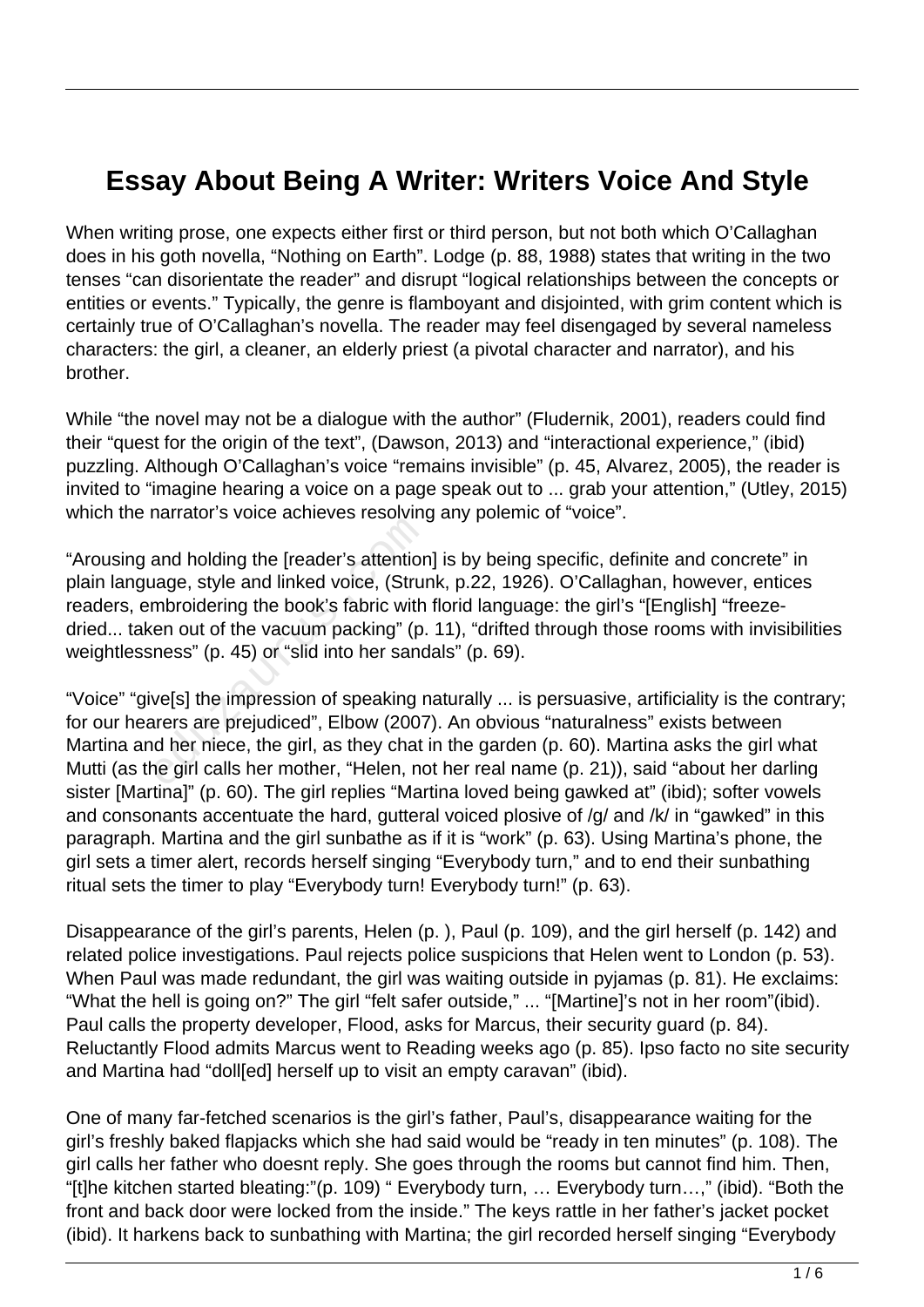# Essay About Being A Writer: Writers Voice And Style

When writing prose, one expects either first or third person, but not both which O'Callaghan does in his goth novella, "Nothing on Earth". Lodge (p. 88, 1988) states that writing in the two tenses "can disorientate the reader" and disrupt "logical relationships between the concepts or entities or events." Typically, the genre is flamboyant and disjointed, with grim content which is certainly true of O'Callaghan's novella. The reader may feel disengaged by several nameless characters: the girl, a cleaner, an elderly priest (a pivotal character and narrator), and his brother.

While "the novel may not be a dialogue with the author" (Fludernik, 2001), readers could find their "quest for the origin of the text", (Dawson, 2013) and "interactional experience," (ibid) puzzling. Although O'Callaghan's voice "remains invisible" (p. 45, Alvarez, 2005), the reader is invited to "imagine hearing a voice on a page speak out to ... grab your attention," (Utley, 2015) which the narrator's voice achieves resolving any polemic of "voice".

"Arousing and holding the [reader's attention] is by being specific, definite and concrete" in plain language, style and linked voice, (Strunk, p.22, 1926). O'Callaghan, however, entices readers, embroidering the book's fabric with florid language: the girl's "[English] "freeze-dried... taken out of the vacuum packing" (p. 11), "drifted through those rooms with invisibilities weightlessness" (p. 45) or "slid into her sandals" (p. 69).

"Voice" "give[s] the impression of speaking naturally ... is persuasive, artificiality is the contrary; for our hearers are prejudiced", Elbow (2007). An obvious "naturalness" exists between Martina and her niece, the girl, as they chat in the garden (p. 60). Martina asks the girl what Mutti (as the girl calls her mother, "Helen, not her real name (p. 21)), said "about her darling sister [Martina]" (p. 60). The girl replies "Martina loved being gawked at" (ibid); softer vowels and consonants accentuate the hard, gutteral voiced plosive of /g/ and /k/ in "gawked" in this paragraph. Martina and the girl sunbathe as if it is "work" (p. 63). Using Martina's phone, the girl sets a timer alert, records herself singing "Everybody turn," and to end their sunbathing ritual sets the timer to play "Everybody turn! Everybody turn!" (p. 63).

Disappearance of the girl's parents, Helen (p. ), Paul (p. 109), and the girl herself (p. 142) and related police investigations. Paul rejects police suspicions that Helen went to London (p. 53). When Paul was made redundant, the girl was waiting outside in pyjamas (p. 81). He exclaims: "What the hell is going on?" The girl "felt safer outside," ... "[Martine]'s not in her room"(ibid). Paul calls the property developer, Flood, asks for Marcus, their security guard (p. 84). Reluctantly Flood admits Marcus went to Reading weeks ago (p. 85). Ipso facto no site security and Martina had "doll[ed] herself up to visit an empty caravan" (ibid).

One of many far-fetched scenarios is the girl's father, Paul's, disappearance waiting for the girl's freshly baked flapjacks which she had said would be "ready in ten minutes" (p. 108). The girl calls her father who doesnt reply. She goes through the rooms but cannot find him. Then, "[t]he kitchen started bleating:"(p. 109) " Everybody turn, … Everybody turn…," (ibid). "Both the front and back door were locked from the inside." The keys rattle in her father's jacket pocket (ibid). It harkens back to sunbathing with Martina; the girl recorded herself singing "Everybody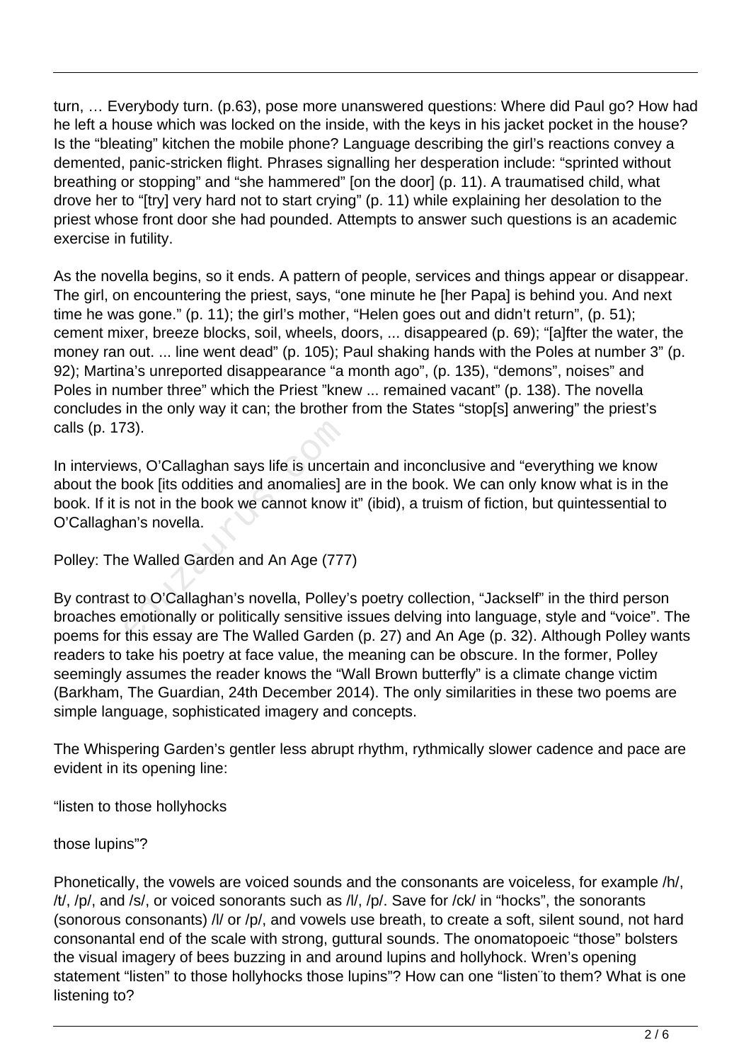turn, … Everybody turn. (p.63), pose more unanswered questions: Where did Paul go? How had he left a house which was locked on the inside, with the keys in his jacket pocket in the house? Is the "bleating" kitchen the mobile phone? Language describing the girl's reactions convey a demented, panic-stricken flight. Phrases signalling her desperation include: "sprinted without breathing or stopping" and "she hammered" [on the door] (p. 11). A traumatised child, what drove her to "[try] very hard not to start crying" (p. 11) while explaining her desolation to the priest whose front door she had pounded. Attempts to answer such questions is an academic exercise in futility.

As the novella begins, so it ends. A pattern of people, services and things appear or disappear. The girl, on encountering the priest, says, "one minute he [her Papa] is behind you. And next time he was gone." (p. 11); the girl's mother, "Helen goes out and didn't return", (p. 51); cement mixer, breeze blocks, soil, wheels, doors, ... disappeared (p. 69); "[a]fter the water, the money ran out. ... line went dead" (p. 105); Paul shaking hands with the Poles at number 3" (p. 92); Martina's unreported disappearance "a month ago", (p. 135), "demons", noises" and Poles in number three" which the Priest "knew ... remained vacant" (p. 138). The novella concludes in the only way it can; the brother from the States "stop[s] anwering" the priest's calls (p. 173).

In interviews, O'Callaghan says life is uncertain and inconclusive and "everything we know about the book [its oddities and anomalies] are in the book. We can only know what is in the book. If it is not in the book we cannot know it" (ibid), a truism of fiction, but quintessential to O'Callaghan's novella.

Polley: The Walled Garden and An Age (777)

By contrast to O'Callaghan's novella, Polley's poetry collection, "Jackself" in the third person broaches emotionally or politically sensitive issues delving into language, style and "voice". The poems for this essay are The Walled Garden (p. 27) and An Age (p. 32). Although Polley wants readers to take his poetry at face value, the meaning can be obscure. In the former, Polley seemingly assumes the reader knows the "Wall Brown butterfly" is a climate change victim (Barkham, The Guardian, 24th December 2014). The only similarities in these two poems are simple language, sophisticated imagery and concepts.

The Whispering Garden's gentler less abrupt rhythm, rythmically slower cadence and pace are evident in its opening line:

"listen to those hollyhocks

those lupins"?

Phonetically, the vowels are voiced sounds and the consonants are voiceless, for example /h/, /t/, /p/, and /s/, or voiced sonorants such as /l/, /p/. Save for /ck/ in "hocks", the sonorants (sonorous consonants) /l/ or /p/, and vowels use breath, to create a soft, silent sound, not hard consonantal end of the scale with strong, guttural sounds. The onomatopoeic "those" bolsters the visual imagery of bees buzzing in and around lupins and hollyhock. Wren's opening statement "listen" to those hollyhocks those lupins"? How can one "listen¨to them? What is one listening to?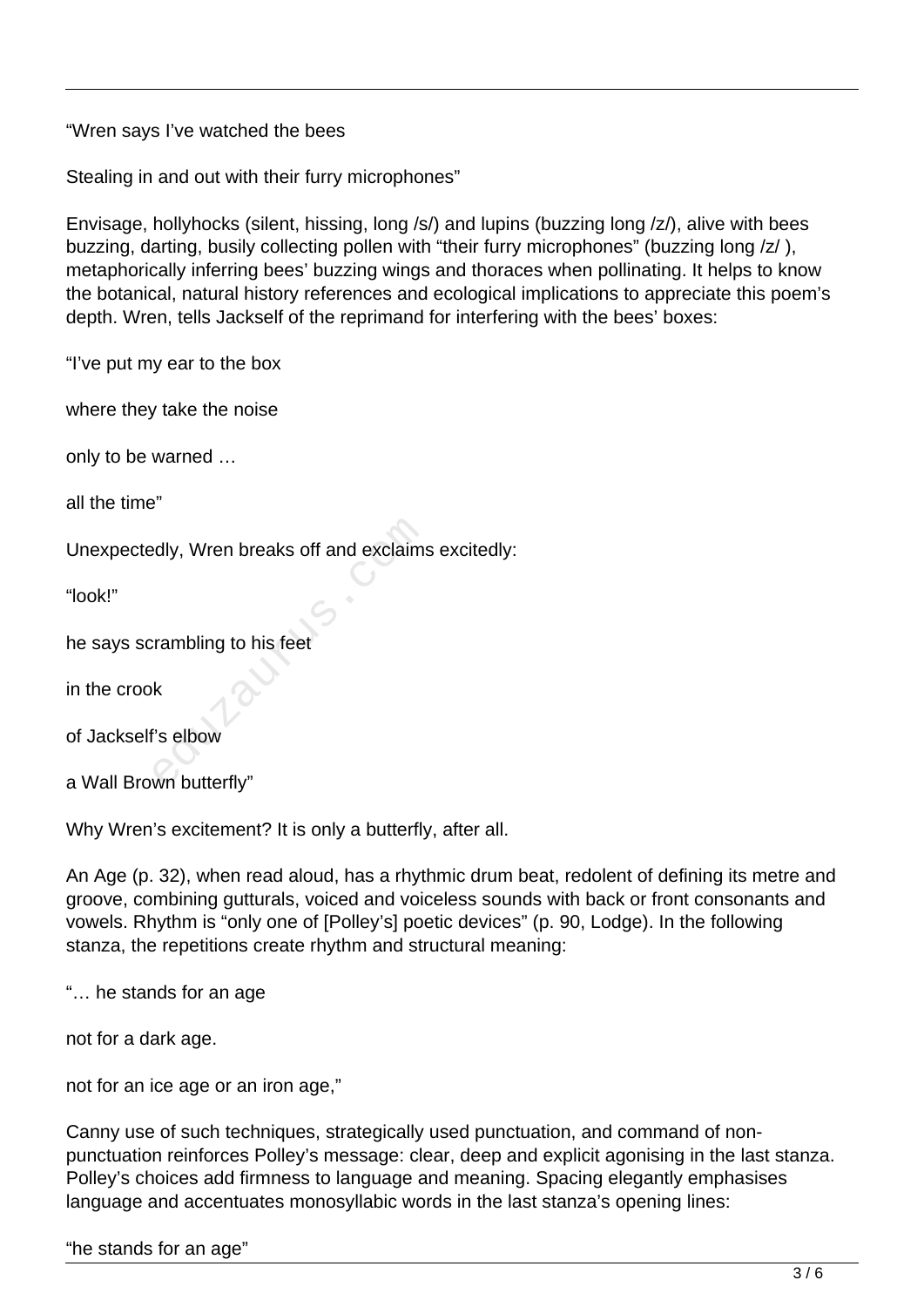"Wren says I've watched the bees

Stealing in and out with their furry microphones"

Envisage, hollyhocks (silent, hissing, long /s/) and lupins (buzzing long /z/), alive with bees buzzing, darting, busily collecting pollen with "their furry microphones" (buzzing long /z/ ), metaphorically inferring bees' buzzing wings and thoraces when pollinating. It helps to know the botanical, natural history references and ecological implications to appreciate this poem's depth. Wren, tells Jackself of the reprimand for interfering with the bees' boxes:

"I've put my ear to the box

where they take the noise

only to be warned …

all the time"

Unexpectedly, Wren breaks off and exclaims excitedly:

"look!"

he says scrambling to his feet

in the crook

of Jackself's elbow

a Wall Brown butterfly"

Why Wren's excitement? It is only a butterfly, after all.

An Age (p. 32), when read aloud, has a rhythmic drum beat, redolent of defining its metre and groove, combining gutturals, voiced and voiceless sounds with back or front consonants and vowels. Rhythm is "only one of [Polley's] poetic devices" (p. 90, Lodge). In the following stanza, the repetitions create rhythm and structural meaning:

"… he stands for an age

not for a dark age.

not for an ice age or an iron age,"

Canny use of such techniques, strategically used punctuation, and command of non-punctuation reinforces Polley's message: clear, deep and explicit agonising in the last stanza. Polley's choices add firmness to language and meaning. Spacing elegantly emphasises language and accentuates monosyllabic words in the last stanza's opening lines:

"he stands for an age"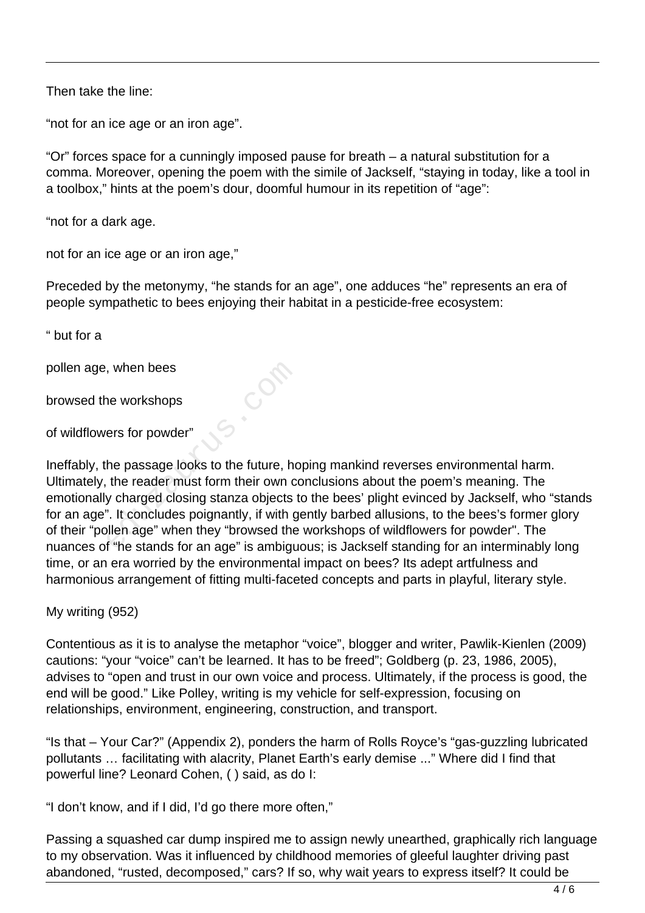Then take the line:

“not for an ice age or an iron age”.

“Or” forces space for a cunningly imposed pause for breath – a natural substitution for a comma. Moreover, opening the poem with the simile of Jackself, “staying in today, like a tool in a toolbox,” hints at the poem’s dour, doomful humour in its repetition of “age”:

“not for a dark age.

not for an ice age or an iron age,”

Preceded by the metonymy, “he stands for an age”, one adduces “he” represents an era of people sympathetic to bees enjoying their habitat in a pesticide-free ecosystem:

“ but for a

pollen age, when bees

browsed the workshops

of wildflowers for powder”

Ineffably, the passage looks to the future, hoping mankind reverses environmental harm. Ultimately, the reader must form their own conclusions about the poem’s meaning. The emotionally charged closing stanza objects to the bees’ plight evinced by Jackself, who “stands for an age”. It concludes poignantly, if with gently barbed allusions, to the bees’s former glory of their “pollen age” when they “browsed the workshops of wildflowers for powder". The nuances of “he stands for an age” is ambiguous; is Jackself standing for an interminably long time, or an era worried by the environmental impact on bees? Its adept artfulness and harmonious arrangement of fitting multi-faceted concepts and parts in playful, literary style.

My writing (952)

Contentious as it is to analyse the metaphor “voice”, blogger and writer, Pawlik-Kienlen (2009) cautions: “your “voice” can’t be learned. It has to be freed”; Goldberg (p. 23, 1986, 2005), advises to “open and trust in our own voice and process. Ultimately, if the process is good, the end will be good.” Like Polley, writing is my vehicle for self-expression, focusing on relationships, environment, engineering, construction, and transport.

“Is that – Your Car?” (Appendix 2), ponders the harm of Rolls Royce’s “gas-guzzling lubricated pollutants … facilitating with alacrity, Planet Earth’s early demise ...” Where did I find that powerful line? Leonard Cohen, ( ) said, as do I:

“I don’t know, and if I did, I’d go there more often,”

Passing a squashed car dump inspired me to assign newly unearthed, graphically rich language to my observation. Was it influenced by childhood memories of gleeful laughter driving past abandoned, “rusted, decomposed,” cars? If so, why wait years to express itself? It could be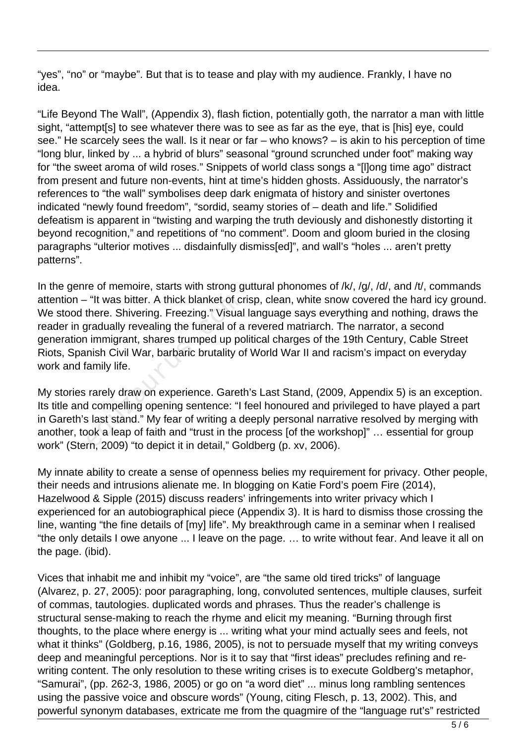"yes", "no" or "maybe". But that is to tease and play with my audience. Frankly, I have no idea.

"Life Beyond The Wall", (Appendix 3), flash fiction, potentially goth, the narrator a man with little sight, "attempt[s] to see whatever there was to see as far as the eye, that is [his] eye, could see." He scarcely sees the wall. Is it near or far – who knows? – is akin to his perception of time "long blur, linked by ... a hybrid of blurs" seasonal "ground scrunched under foot" making way for "the sweet aroma of wild roses." Snippets of world class songs a "[l]ong time ago" distract from present and future non-events, hint at time's hidden ghosts. Assiduously, the narrator's references to "the wall" symbolises deep dark enigmata of history and sinister overtones indicated "newly found freedom", "sordid, seamy stories of – death and life." Solidified defeatism is apparent in "twisting and warping the truth deviously and dishonestly distorting it beyond recognition," and repetitions of "no comment". Doom and gloom buried in the closing paragraphs "ulterior motives ... disdainfully dismiss[ed]", and wall's "holes ... aren't pretty patterns".

In the genre of memoire, starts with strong guttural phonomes of /k/, /g/, /d/, and /t/, commands attention – "It was bitter. A thick blanket of crisp, clean, white snow covered the hard icy ground. We stood there. Shivering. Freezing." Visual language says everything and nothing, draws the reader in gradually revealing the funeral of a revered matriarch. The narrator, a second generation immigrant, shares trumped up political charges of the 19th Century, Cable Street Riots, Spanish Civil War, barbaric brutality of World War II and racism's impact on everyday work and family life.

My stories rarely draw on experience. Gareth's Last Stand, (2009, Appendix 5) is an exception. Its title and compelling opening sentence: "I feel honoured and privileged to have played a part in Gareth's last stand." My fear of writing a deeply personal narrative resolved by merging with another, took a leap of faith and "trust in the process [of the workshop]" … essential for group work" (Stern, 2009) "to depict it in detail," Goldberg (p. xv, 2006).

My innate ability to create a sense of openness belies my requirement for privacy. Other people, their needs and intrusions alienate me. In blogging on Katie Ford's poem Fire (2014), Hazelwood & Sipple (2015) discuss readers' infringements into writer privacy which I experienced for an autobiographical piece (Appendix 3). It is hard to dismiss those crossing the line, wanting "the fine details of [my] life". My breakthrough came in a seminar when I realised "the only details I owe anyone ... I leave on the page. … to write without fear. And leave it all on the page. (ibid).

Vices that inhabit me and inhibit my "voice", are "the same old tired tricks" of language (Alvarez, p. 27, 2005): poor paragraphing, long, convoluted sentences, multiple clauses, surfeit of commas, tautologies. duplicated words and phrases. Thus the reader's challenge is structural sense-making to reach the rhyme and elicit my meaning. "Burning through first thoughts, to the place where energy is ... writing what your mind actually sees and feels, not what it thinks" (Goldberg, p.16, 1986, 2005), is not to persuade myself that my writing conveys deep and meaningful perceptions. Nor is it to say that "first ideas" precludes refining and re-writing content. The only resolution to these writing crises is to execute Goldberg's metaphor, "Samurai", (pp. 262-3, 1986, 2005) or go on "a word diet" ... minus long rambling sentences using the passive voice and obscure words" (Young, citing Flesch, p. 13, 2002). This, and powerful synonym databases, extricate me from the quagmire of the "language rut's" restricted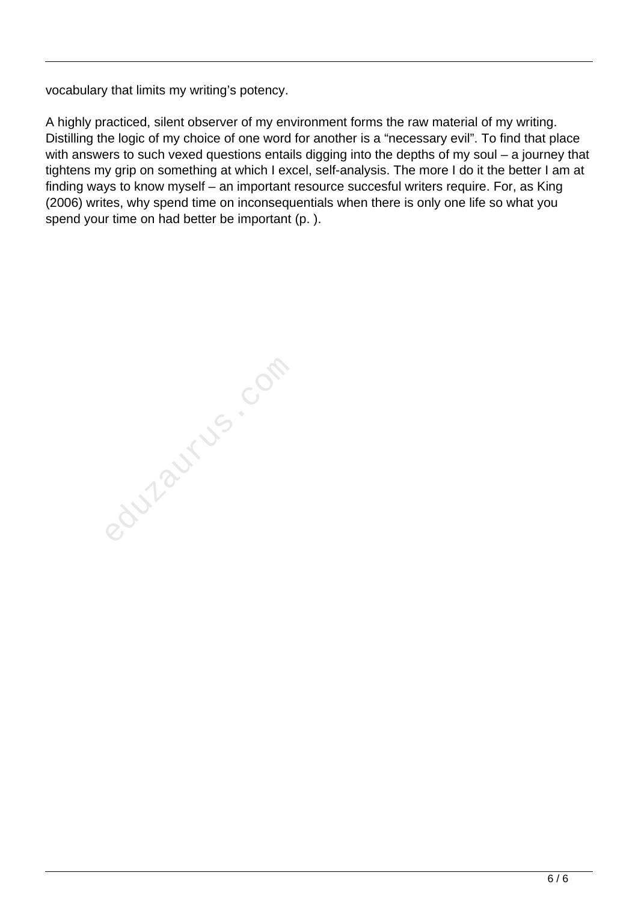vocabulary that limits my writing's potency.

A highly practiced, silent observer of my environment forms the raw material of my writing. Distilling the logic of my choice of one word for another is a "necessary evil". To find that place with answers to such vexed questions entails digging into the depths of my soul – a journey that tightens my grip on something at which I excel, self-analysis. The more I do it the better I am at finding ways to know myself – an important resource succesful writers require. For, as King (2006) writes, why spend time on inconsequentials when there is only one life so what you spend your time on had better be important (p. ).